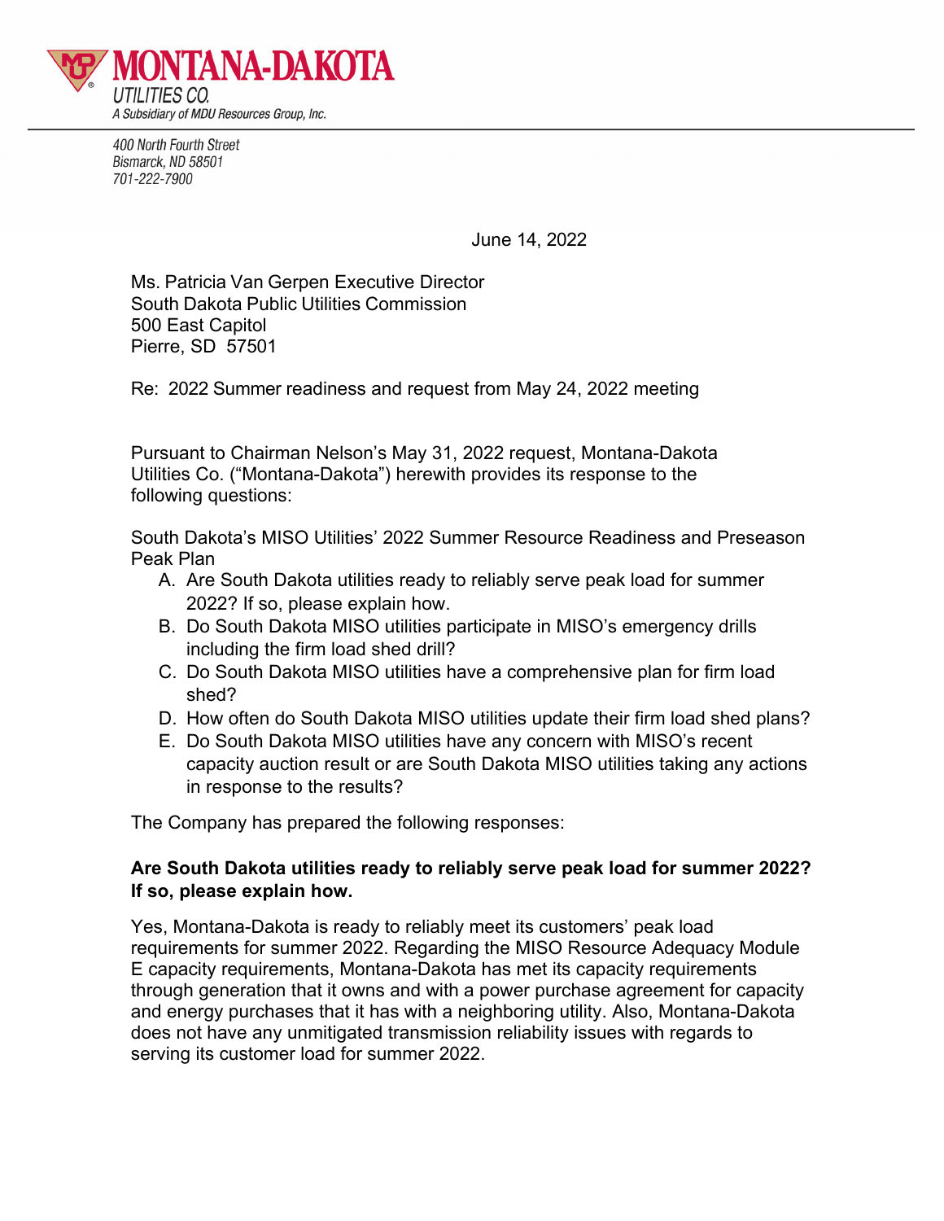**MONTANA-DAKOTA**
*UTILITIES CO.*
*A Subsidiary of MDU Resources Group, Inc.*

*400 North Fourth Street*
*Bismarck, ND 58501*
*701-222-7900*

June 14, 2022

Ms. Patricia Van Gerpen Executive Director
South Dakota Public Utilities Commission
500 East Capitol
Pierre, SD 57501

Re: 2022 Summer readiness and request from May 24, 2022 meeting

Pursuant to Chairman Nelson's May 31, 2022 request, Montana-Dakota Utilities Co. ("Montana-Dakota") herewith provides its response to the following questions:

South Dakota's MISO Utilities' 2022 Summer Resource Readiness and Preseason Peak Plan

A. Are South Dakota utilities ready to reliably serve peak load for summer 2022? If so, please explain how.
B. Do South Dakota MISO utilities participate in MISO's emergency drills including the firm load shed drill?
C. Do South Dakota MISO utilities have a comprehensive plan for firm load shed?
D. How often do South Dakota MISO utilities update their firm load shed plans?
E. Do South Dakota MISO utilities have any concern with MISO's recent capacity auction result or are South Dakota MISO utilities taking any actions in response to the results?

The Company has prepared the following responses:

**Are South Dakota utilities ready to reliably serve peak load for summer 2022? If so, please explain how.**

Yes, Montana-Dakota is ready to reliably meet its customers' peak load requirements for summer 2022. Regarding the MISO Resource Adequacy Module E capacity requirements, Montana-Dakota has met its capacity requirements through generation that it owns and with a power purchase agreement for capacity and energy purchases that it has with a neighboring utility. Also, Montana-Dakota does not have any unmitigated transmission reliability issues with regards to serving its customer load for summer 2022.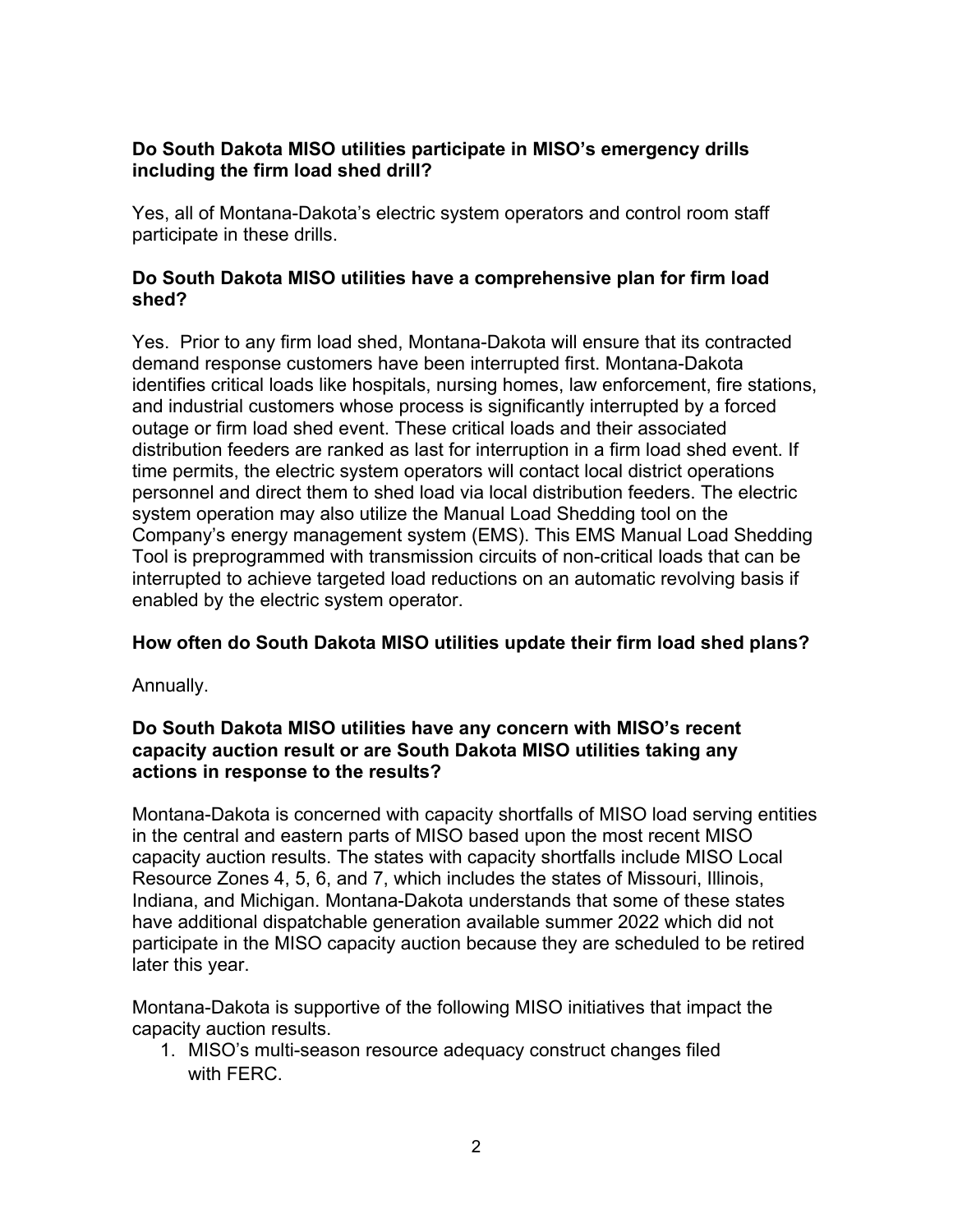**Do South Dakota MISO utilities participate in MISO's emergency drills including the firm load shed drill?**

Yes, all of Montana-Dakota's electric system operators and control room staff participate in these drills.

**Do South Dakota MISO utilities have a comprehensive plan for firm load shed?**

Yes. Prior to any firm load shed, Montana-Dakota will ensure that its contracted demand response customers have been interrupted first. Montana-Dakota identifies critical loads like hospitals, nursing homes, law enforcement, fire stations, and industrial customers whose process is significantly interrupted by a forced outage or firm load shed event. These critical loads and their associated distribution feeders are ranked as last for interruption in a firm load shed event. If time permits, the electric system operators will contact local district operations personnel and direct them to shed load via local distribution feeders. The electric system operation may also utilize the Manual Load Shedding tool on the Company's energy management system (EMS). This EMS Manual Load Shedding Tool is preprogrammed with transmission circuits of non-critical loads that can be interrupted to achieve targeted load reductions on an automatic revolving basis if enabled by the electric system operator.

**How often do South Dakota MISO utilities update their firm load shed plans?**

Annually.

**Do South Dakota MISO utilities have any concern with MISO's recent capacity auction result or are South Dakota MISO utilities taking any actions in response to the results?**

Montana-Dakota is concerned with capacity shortfalls of MISO load serving entities in the central and eastern parts of MISO based upon the most recent MISO capacity auction results. The states with capacity shortfalls include MISO Local Resource Zones 4, 5, 6, and 7, which includes the states of Missouri, Illinois, Indiana, and Michigan. Montana-Dakota understands that some of these states have additional dispatchable generation available summer 2022 which did not participate in the MISO capacity auction because they are scheduled to be retired later this year.

Montana-Dakota is supportive of the following MISO initiatives that impact the capacity auction results.

1. MISO's multi-season resource adequacy construct changes filed with FERC.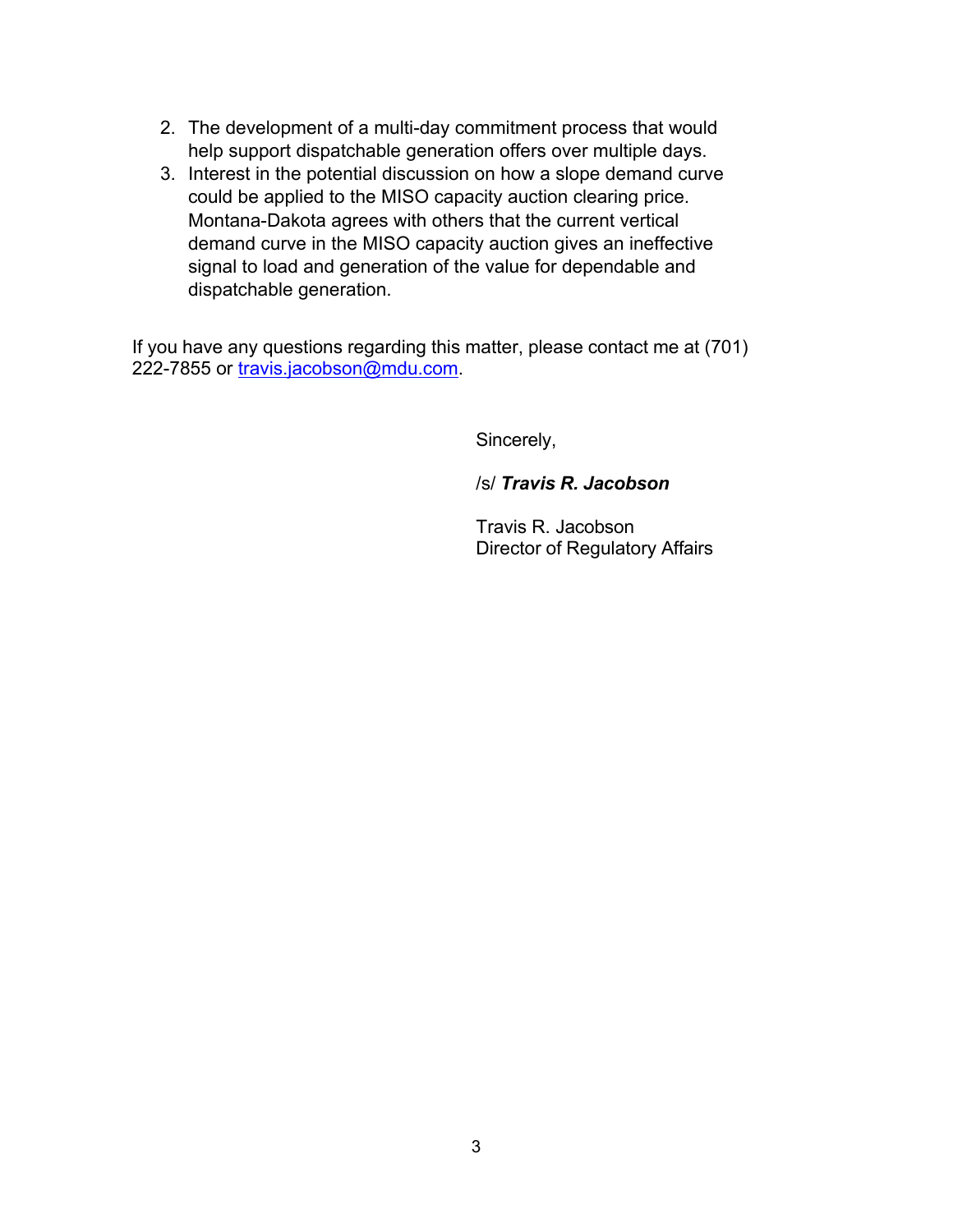2. The development of a multi-day commitment process that would help support dispatchable generation offers over multiple days.
3. Interest in the potential discussion on how a slope demand curve could be applied to the MISO capacity auction clearing price. Montana-Dakota agrees with others that the current vertical demand curve in the MISO capacity auction gives an ineffective signal to load and generation of the value for dependable and dispatchable generation.

If you have any questions regarding this matter, please contact me at (701) 222-7855 or travis.jacobson@mdu.com.

Sincerely,

/s/ ***Travis R. Jacobson***

Travis R. Jacobson
Director of Regulatory Affairs